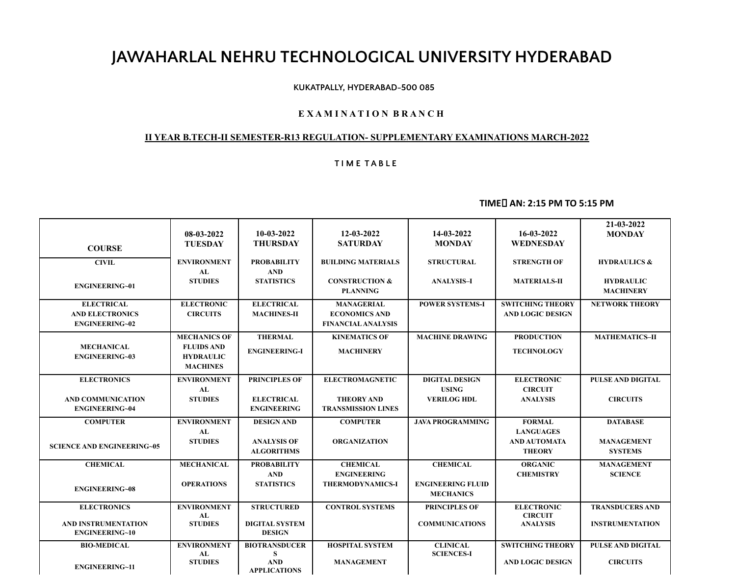# JAWAHARLAL NEHRU TECHNOLOGICAL UNIVERSITY HYDERABAD

KUKATPALLY, HYDERABAD-500 085

**E X A M I N A T I O N B R A N C H**

**II YEAR B.TECH-II SEMESTER-R13 REGULATION- SUPPLEMENTARY EXAMINATIONS MARCH-2022**

**T I M E T A B L E**

**TIME AN: 2:15 PM TO 5:15 PM**

| COURSE | 08-03-2022 TUESDAY | 10-03-2022 THURSDAY | 12-03-2022 SATURDAY | 14-03-2022 MONDAY | 16-03-2022 WEDNESDAY | 21-03-2022 MONDAY |
|---|---|---|---|---|---|---|
| CIVIL ENGINEERING~01 | ENVIRONMENTAL STUDIES | PROBABILITY AND STATISTICS | BUILDING MATERIALS CONSTRUCTION & PLANNING | STRUCTURAL ANALYSIS–I | STRENGTH OF MATERIALS-II | HYDRAULICS & HYDRAULIC MACHINERY |
| ELECTRICAL AND ELECTRONICS ENGINEERING~02 | ELECTRONIC CIRCUITS | ELECTRICAL MACHINES-II | MANAGERIAL ECONOMICS AND FINANCIAL ANALYSIS | POWER SYSTEMS-I | SWITCHING THEORY AND LOGIC DESIGN | NETWORK THEORY |
| MECHANICAL ENGINEERING~03 | MECHANICS OF FLUIDS AND HYDRAULIC MACHINES | THERMAL ENGINEERING-I | KINEMATICS OF MACHINERY | MACHINE DRAWING | PRODUCTION TECHNOLOGY | MATHEMATICS–II |
| ELECTRONICS AND COMMUNICATION ENGINEERING~04 | ENVIRONMENTAL STUDIES | PRINCIPLES OF ELECTRICAL ENGINEERING | ELECTROMAGNETIC THEORY AND TRANSMISSION LINES | DIGITAL DESIGN USING VERILOG HDL | ELECTRONIC CIRCUIT ANALYSIS | PULSE AND DIGITAL CIRCUITS |
| COMPUTER SCIENCE AND ENGINEERING~05 | ENVIRONMENTAL STUDIES | DESIGN AND ANALYSIS OF ALGORITHMS | COMPUTER ORGANIZATION | JAVA PROGRAMMING | FORMAL LANGUAGES AND AUTOMATA THEORY | DATABASE MANAGEMENT SYSTEMS |
| CHEMICAL ENGINEERING~08 | MECHANICAL OPERATIONS | PROBABILITY AND STATISTICS | CHEMICAL ENGINEERING THERMODYNAMICS-I | CHEMICAL ENGINEERING FLUID MECHANICS | ORGANIC CHEMISTRY | MANAGEMENT SCIENCE |
| ELECTRONICS AND INSTRUMENTATION ENGINEERING~10 | ENVIRONMENTAL STUDIES | STRUCTURED DIGITAL SYSTEM DESIGN | CONTROL SYSTEMS | PRINCIPLES OF COMMUNICATIONS | ELECTRONIC CIRCUIT ANALYSIS | TRANSDUCERS AND INSTRUMENTATION |
| BIO-MEDICAL ENGINEERING~11 | ENVIRONMENTAL STUDIES | BIOTRANSDUCERS AND APPLICATIONS | HOSPITAL SYSTEM MANAGEMENT | CLINICAL SCIENCES-I | SWITCHING THEORY AND LOGIC DESIGN | PULSE AND DIGITAL CIRCUITS |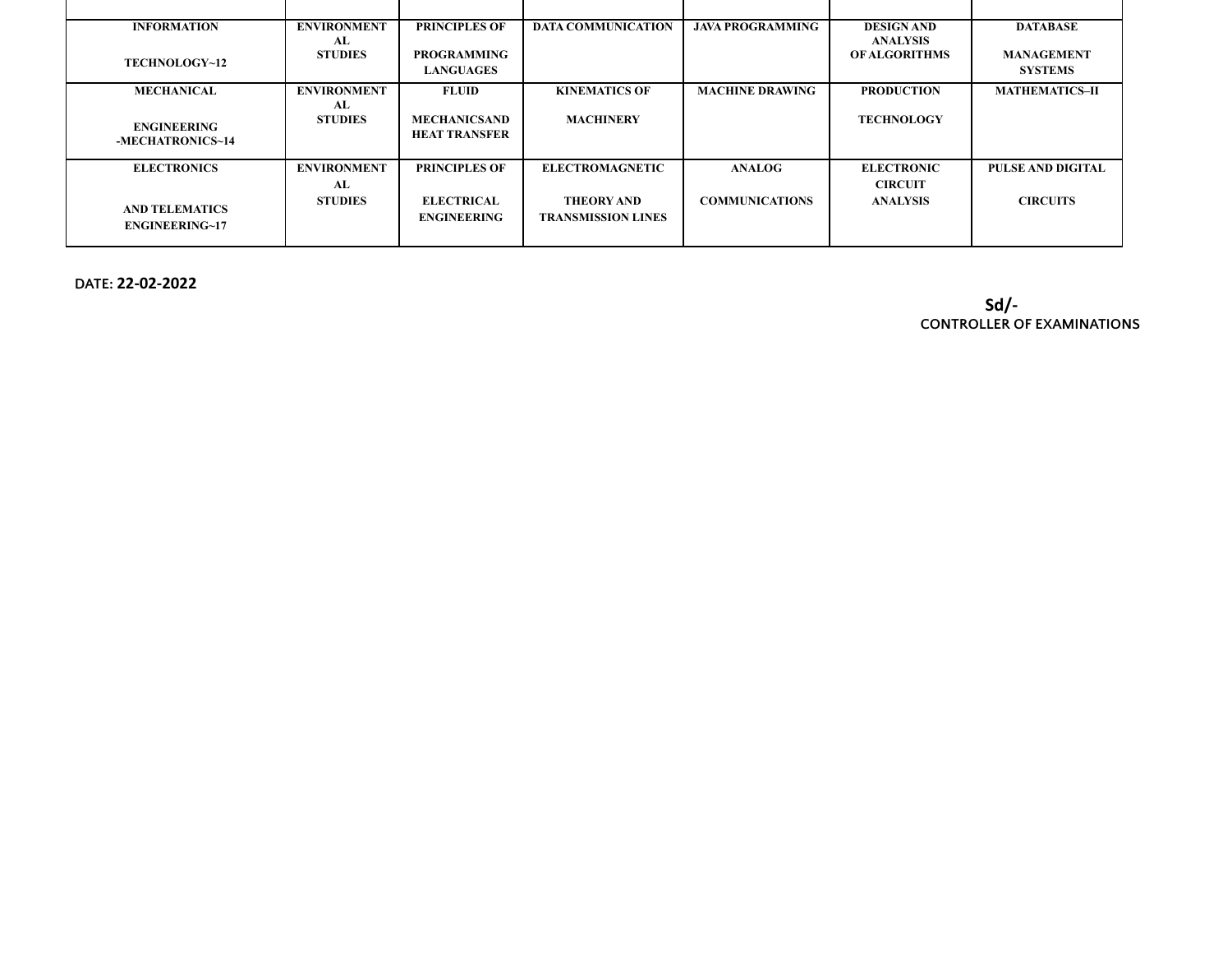| | | | | | | |
|---|---|---|---|---|---|---|
| **INFORMATION TECHNOLOGY~12** | **ENVIRONMENTAL STUDIES** | **PRINCIPLES OF PROGRAMMING LANGUAGES** | **DATA COMMUNICATION** | **JAVA PROGRAMMING** | **DESIGN AND ANALYSIS OF ALGORITHMS** | **DATABASE MANAGEMENT SYSTEMS** |
| **MECHANICAL ENGINEERING -MECHATRONICS~14** | **ENVIRONMENTAL STUDIES** | **FLUID MECHANICSAND HEAT TRANSFER** | **KINEMATICS OF MACHINERY** | **MACHINE DRAWING** | **PRODUCTION TECHNOLOGY** | **MATHEMATICS–II** |
| **ELECTRONICS AND TELEMATICS ENGINEERING~17** | **ENVIRONMENTAL STUDIES** | **PRINCIPLES OF ELECTRICAL ENGINEERING** | **ELECTROMAGNETIC THEORY AND TRANSMISSION LINES** | **ANALOG COMMUNICATIONS** | **ELECTRONIC CIRCUIT ANALYSIS** | **PULSE AND DIGITAL CIRCUITS** |

**DATE: 22-02-2022**

**Sd/-**
**CONTROLLER OF EXAMINATIONS**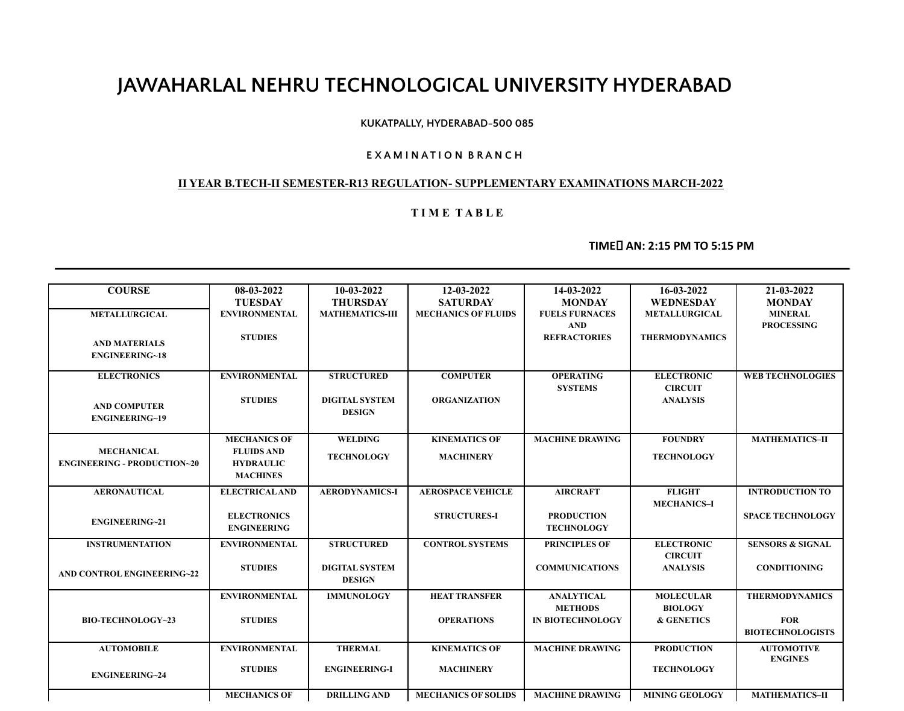# JAWAHARLAL NEHRU TECHNOLOGICAL UNIVERSITY HYDERABAD

KUKATPALLY, HYDERABAD-500 085

E X A M I N A T I O N B R A N C H

**II YEAR B.TECH-II SEMESTER-R13 REGULATION- SUPPLEMENTARY EXAMINATIONS MARCH-2022**

**T I M E T A B L E**

**TIME AN: 2:15 PM TO 5:15 PM**

| COURSE | 08-03-2022 TUESDAY | 10-03-2022 THURSDAY | 12-03-2022 SATURDAY | 14-03-2022 MONDAY | 16-03-2022 WEDNESDAY | 21-03-2022 MONDAY |
|---|---|---|---|---|---|---|
| METALLURGICAL AND MATERIALS ENGINEERING~18 | ENVIRONMENTAL STUDIES | MATHEMATICS-III | MECHANICS OF FLUIDS | FUELS FURNACES AND REFRACTORIES | METALLURGICAL THERMODYNAMICS | MINERAL PROCESSING |
| ELECTRONICS AND COMPUTER ENGINEERING~19 | ENVIRONMENTAL STUDIES | STRUCTURED DIGITAL SYSTEM DESIGN | COMPUTER ORGANIZATION | OPERATING SYSTEMS | ELECTRONIC CIRCUIT ANALYSIS | WEB TECHNOLOGIES |
| MECHANICAL ENGINEERING - PRODUCTION~20 | MECHANICS OF FLUIDS AND HYDRAULIC MACHINES | WELDING TECHNOLOGY | KINEMATICS OF MACHINERY | MACHINE DRAWING | FOUNDRY TECHNOLOGY | MATHEMATICS–II |
| AERONAUTICAL ENGINEERING~21 | ELECTRICAL AND ELECTRONICS ENGINEERING | AERODYNAMICS-I | AEROSPACE VEHICLE STRUCTURES-I | AIRCRAFT PRODUCTION TECHNOLOGY | FLIGHT MECHANICS–I | INTRODUCTION TO SPACE TECHNOLOGY |
| INSTRUMENTATION AND CONTROL ENGINEERING~22 | ENVIRONMENTAL STUDIES | STRUCTURED DIGITAL SYSTEM DESIGN | CONTROL SYSTEMS | PRINCIPLES OF COMMUNICATIONS | ELECTRONIC CIRCUIT ANALYSIS | SENSORS & SIGNAL CONDITIONING |
| BIO-TECHNOLOGY~23 | ENVIRONMENTAL STUDIES | IMMUNOLOGY | HEAT TRANSFER OPERATIONS | ANALYTICAL METHODS IN BIOTECHNOLOGY | MOLECULAR BIOLOGY & GENETICS | THERMODYNAMICS FOR BIOTECHNOLOGISTS |
| AUTOMOBILE ENGINEERING~24 | ENVIRONMENTAL STUDIES | THERMAL ENGINEERING-I | KINEMATICS OF MACHINERY | MACHINE DRAWING | PRODUCTION TECHNOLOGY | AUTOMOTIVE ENGINES |
| | MECHANICS OF | DRILLING AND | MECHANICS OF SOLIDS | MACHINE DRAWING | MINING GEOLOGY | MATHEMATICS–II |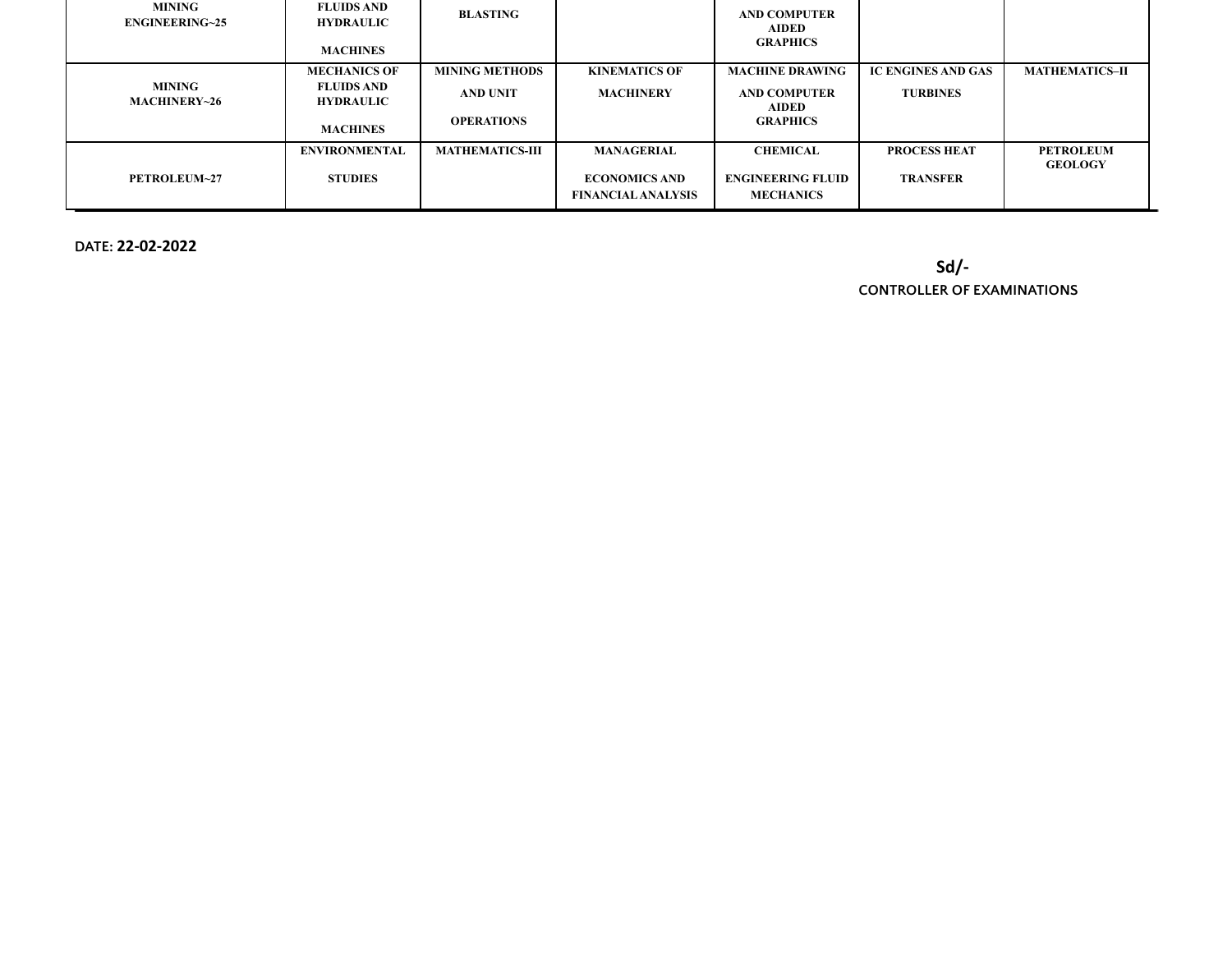| MINING ENGINEERING~25 | FLUIDS AND HYDRAULIC MACHINES | BLASTING | | AND COMPUTER AIDED GRAPHICS | | |
|---|---|---|---|---|---|---|
| MINING MACHINERY~26 | MECHANICS OF FLUIDS AND HYDRAULIC MACHINES | MINING METHODS AND UNIT OPERATIONS | KINEMATICS OF MACHINERY | MACHINE DRAWING AND COMPUTER AIDED GRAPHICS | IC ENGINES AND GAS TURBINES | MATHEMATICS–II |
| PETROLEUM~27 | ENVIRONMENTAL STUDIES | MATHEMATICS-III | MANAGERIAL ECONOMICS AND FINANCIAL ANALYSIS | CHEMICAL ENGINEERING FLUID MECHANICS | PROCESS HEAT TRANSFER | PETROLEUM GEOLOGY |

DATE: **22-02-2022**

**Sd/-**

**CONTROLLER OF EXAMINATIONS**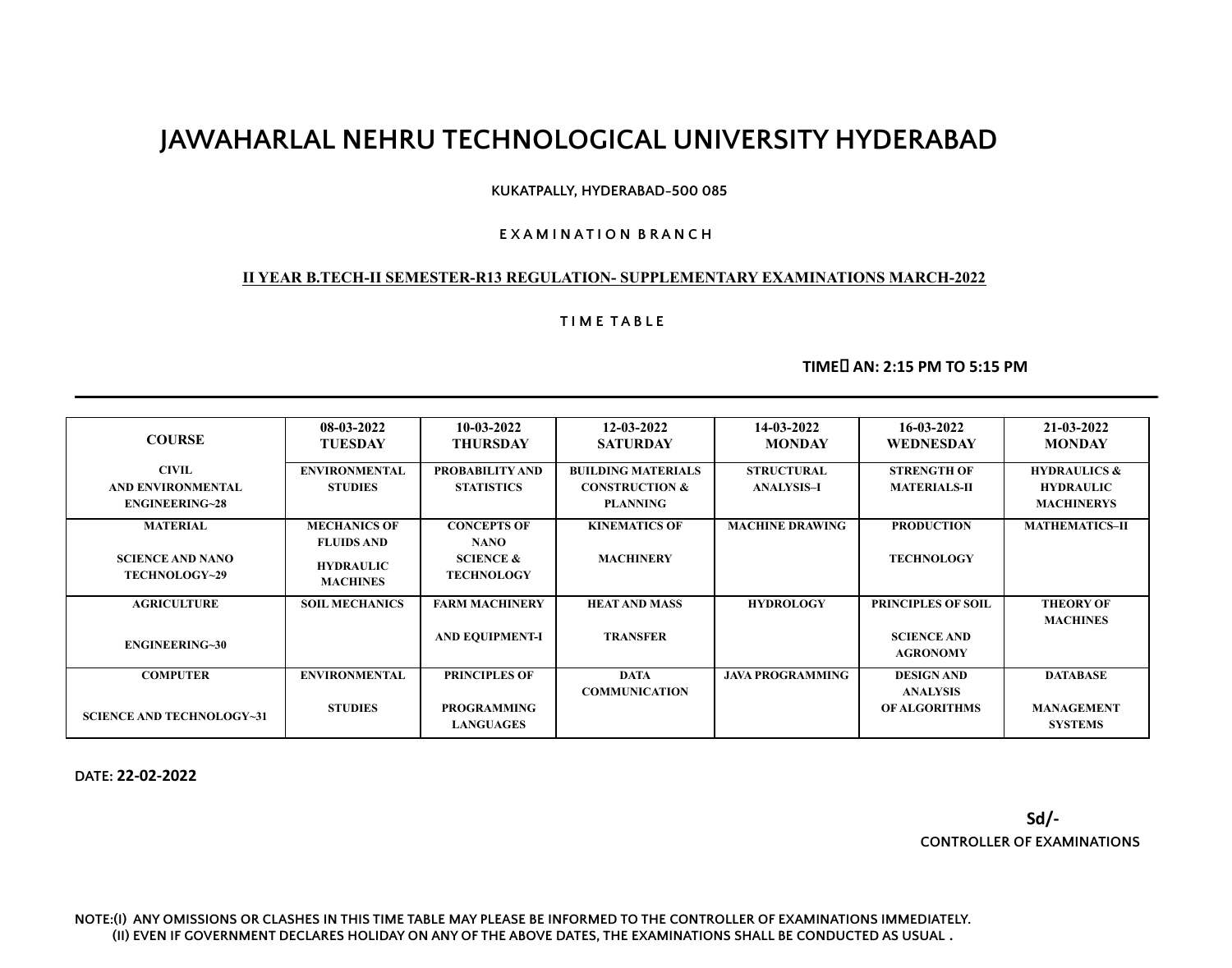# JAWAHARLAL NEHRU TECHNOLOGICAL UNIVERSITY HYDERABAD

KUKATPALLY, HYDERABAD-500 085

E X A M I N A T I O N B R A N C H

**II YEAR B.TECH-II SEMESTER-R13 REGULATION- SUPPLEMENTARY EXAMINATIONS MARCH-2022**

T I M E T A B L E

**TIME AN: 2:15 PM TO 5:15 PM**

| COURSE | 08-03-2022 TUESDAY | 10-03-2022 THURSDAY | 12-03-2022 SATURDAY | 14-03-2022 MONDAY | 16-03-2022 WEDNESDAY | 21-03-2022 MONDAY |
|---|---|---|---|---|---|---|
| CIVIL AND ENVIRONMENTAL ENGINEERING~28 | ENVIRONMENTAL STUDIES | PROBABILITY AND STATISTICS | BUILDING MATERIALS CONSTRUCTION & PLANNING | STRUCTURAL ANALYSIS–I | STRENGTH OF MATERIALS-II | HYDRAULICS & HYDRAULIC MACHINERYS |
| MATERIAL SCIENCE AND NANO TECHNOLOGY~29 | MECHANICS OF FLUIDS AND HYDRAULIC MACHINES | CONCEPTS OF NANO SCIENCE & TECHNOLOGY | KINEMATICS OF MACHINERY | MACHINE DRAWING | PRODUCTION TECHNOLOGY | MATHEMATICS–II |
| AGRICULTURE ENGINEERING~30 | SOIL MECHANICS | FARM MACHINERY AND EQUIPMENT-I | HEAT AND MASS TRANSFER | HYDROLOGY | PRINCIPLES OF SOIL SCIENCE AND AGRONOMY | THEORY OF MACHINES |
| COMPUTER SCIENCE AND TECHNOLOGY~31 | ENVIRONMENTAL STUDIES | PRINCIPLES OF PROGRAMMING LANGUAGES | DATA COMMUNICATION | JAVA PROGRAMMING | DESIGN AND ANALYSIS OF ALGORITHMS | DATABASE MANAGEMENT SYSTEMS |

DATE: **22-02-2022**

**Sd/-**
CONTROLLER OF EXAMINATIONS

NOTE:(I) ANY OMISSIONS OR CLASHES IN THIS TIME TABLE MAY PLEASE BE INFORMED TO THE CONTROLLER OF EXAMINATIONS IMMEDIATELY.
(II) EVEN IF GOVERNMENT DECLARES HOLIDAY ON ANY OF THE ABOVE DATES, THE EXAMINATIONS SHALL BE CONDUCTED AS USUAL .